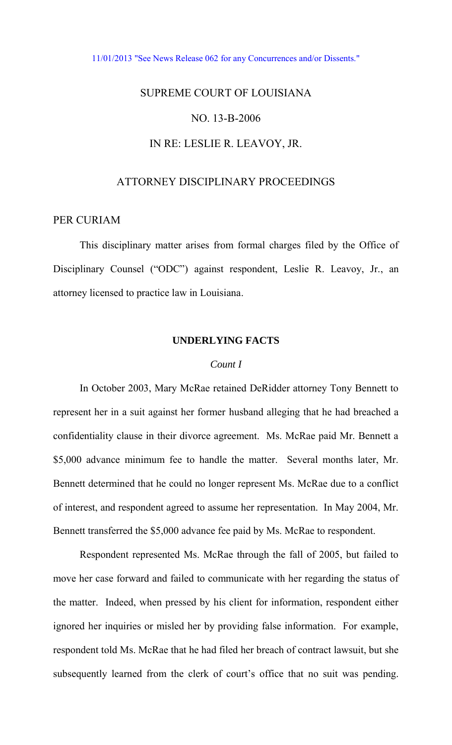11/01/2013 "See News Release 062 for any Concurrences and/or Dissents."

# SUPREME COURT OF LOUISIANA

## NO. 13-B-2006

## IN RE: LESLIE R. LEAVOY, JR.

## ATTORNEY DISCIPLINARY PROCEEDINGS

PER CURIAM

This disciplinary matter arises from formal charges filed by the Office of Disciplinary Counsel ("ODC") against respondent, Leslie R. Leavoy, Jr., an attorney licensed to practice law in Louisiana.

### UNDERLYING FACTS

#### *Count I*

In October 2003, Mary McRae retained DeRidder attorney Tony Bennett to represent her in a suit against her former husband alleging that he had breached a confidentiality clause in their divorce agreement. Ms. McRae paid Mr. Bennett a $5,000 advance minimum fee to handle the matter. Several months later, Mr. Bennett determined that he could no longer represent Ms. McRae due to a conflict of interest, and respondent agreed to assume her representation. In May 2004, Mr. Bennett transferred the $5,000 advance fee paid by Ms. McRae to respondent.

Respondent represented Ms. McRae through the fall of 2005, but failed to move her case forward and failed to communicate with her regarding the status of the matter. Indeed, when pressed by his client for information, respondent either ignored her inquiries or misled her by providing false information. For example, respondent told Ms. McRae that he had filed her breach of contract lawsuit, but she subsequently learned from the clerk of court's office that no suit was pending.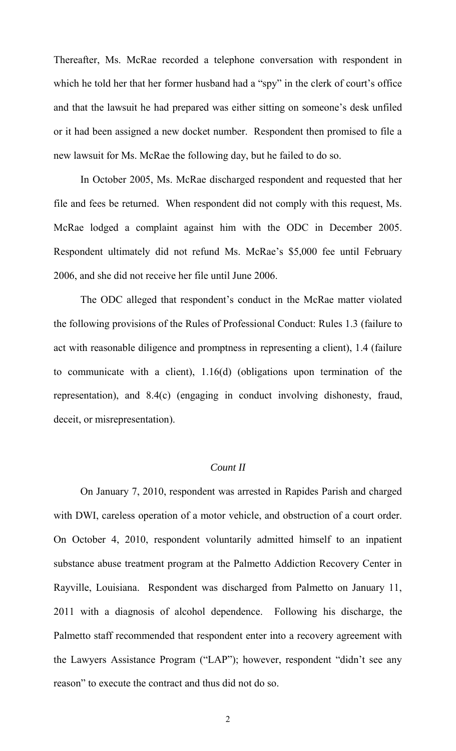Thereafter, Ms. McRae recorded a telephone conversation with respondent in which he told her that her former husband had a "spy" in the clerk of court's office and that the lawsuit he had prepared was either sitting on someone's desk unfiled or it had been assigned a new docket number. Respondent then promised to file a new lawsuit for Ms. McRae the following day, but he failed to do so.

In October 2005, Ms. McRae discharged respondent and requested that her file and fees be returned. When respondent did not comply with this request, Ms. McRae lodged a complaint against him with the ODC in December 2005. Respondent ultimately did not refund Ms. McRae's $5,000 fee until February 2006, and she did not receive her file until June 2006.

The ODC alleged that respondent's conduct in the McRae matter violated the following provisions of the Rules of Professional Conduct: Rules 1.3 (failure to act with reasonable diligence and promptness in representing a client), 1.4 (failure to communicate with a client), 1.16(d) (obligations upon termination of the representation), and 8.4(c) (engaging in conduct involving dishonesty, fraud, deceit, or misrepresentation).

*Count II*

On January 7, 2010, respondent was arrested in Rapides Parish and charged with DWI, careless operation of a motor vehicle, and obstruction of a court order. On October 4, 2010, respondent voluntarily admitted himself to an inpatient substance abuse treatment program at the Palmetto Addiction Recovery Center in Rayville, Louisiana. Respondent was discharged from Palmetto on January 11, 2011 with a diagnosis of alcohol dependence. Following his discharge, the Palmetto staff recommended that respondent enter into a recovery agreement with the Lawyers Assistance Program ("LAP"); however, respondent "didn't see any reason" to execute the contract and thus did not do so.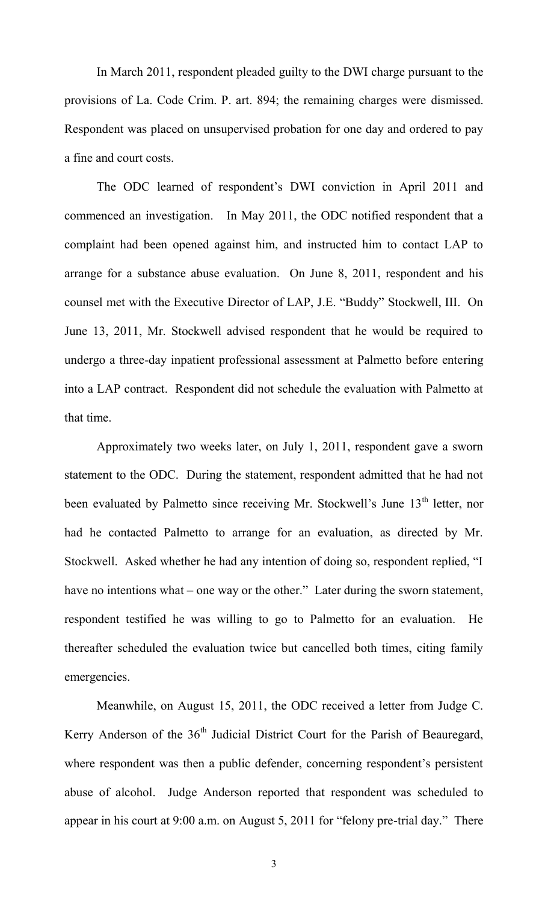In March 2011, respondent pleaded guilty to the DWI charge pursuant to the provisions of La. Code Crim. P. art. 894; the remaining charges were dismissed. Respondent was placed on unsupervised probation for one day and ordered to pay a fine and court costs.

The ODC learned of respondent's DWI conviction in April 2011 and commenced an investigation. In May 2011, the ODC notified respondent that a complaint had been opened against him, and instructed him to contact LAP to arrange for a substance abuse evaluation. On June 8, 2011, respondent and his counsel met with the Executive Director of LAP, J.E. "Buddy" Stockwell, III. On June 13, 2011, Mr. Stockwell advised respondent that he would be required to undergo a three-day inpatient professional assessment at Palmetto before entering into a LAP contract. Respondent did not schedule the evaluation with Palmetto at that time.

Approximately two weeks later, on July 1, 2011, respondent gave a sworn statement to the ODC. During the statement, respondent admitted that he had not been evaluated by Palmetto since receiving Mr. Stockwell's June 13th letter, nor had he contacted Palmetto to arrange for an evaluation, as directed by Mr. Stockwell. Asked whether he had any intention of doing so, respondent replied, "I have no intentions what – one way or the other." Later during the sworn statement, respondent testified he was willing to go to Palmetto for an evaluation. He thereafter scheduled the evaluation twice but cancelled both times, citing family emergencies.

Meanwhile, on August 15, 2011, the ODC received a letter from Judge C. Kerry Anderson of the 36th Judicial District Court for the Parish of Beauregard, where respondent was then a public defender, concerning respondent's persistent abuse of alcohol. Judge Anderson reported that respondent was scheduled to appear in his court at 9:00 a.m. on August 5, 2011 for "felony pre-trial day." There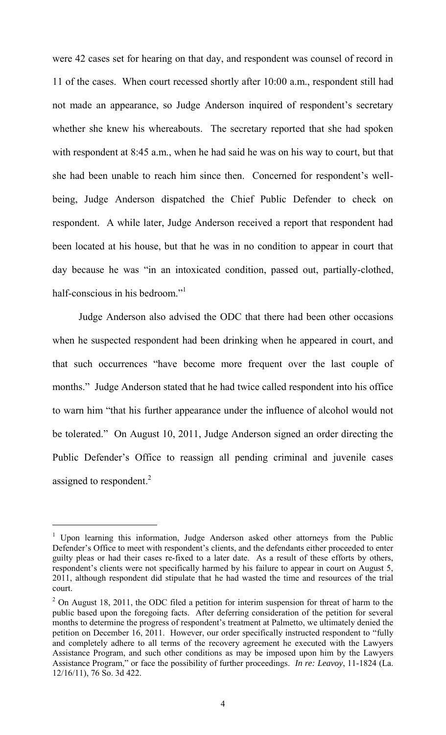were 42 cases set for hearing on that day, and respondent was counsel of record in 11 of the cases. When court recessed shortly after 10:00 a.m., respondent still had not made an appearance, so Judge Anderson inquired of respondent's secretary whether she knew his whereabouts. The secretary reported that she had spoken with respondent at 8:45 a.m., when he had said he was on his way to court, but that she had been unable to reach him since then. Concerned for respondent's well-being, Judge Anderson dispatched the Chief Public Defender to check on respondent. A while later, Judge Anderson received a report that respondent had been located at his house, but that he was in no condition to appear in court that day because he was "in an intoxicated condition, passed out, partially-clothed, half-conscious in his bedroom."[1]

Judge Anderson also advised the ODC that there had been other occasions when he suspected respondent had been drinking when he appeared in court, and that such occurrences "have become more frequent over the last couple of months." Judge Anderson stated that he had twice called respondent into his office to warn him "that his further appearance under the influence of alcohol would not be tolerated." On August 10, 2011, Judge Anderson signed an order directing the Public Defender's Office to reassign all pending criminal and juvenile cases assigned to respondent.[2]

---

[1] Upon learning this information, Judge Anderson asked other attorneys from the Public Defender's Office to meet with respondent's clients, and the defendants either proceeded to enter guilty pleas or had their cases re-fixed to a later date. As a result of these efforts by others, respondent's clients were not specifically harmed by his failure to appear in court on August 5, 2011, although respondent did stipulate that he had wasted the time and resources of the trial court.

[2] On August 18, 2011, the ODC filed a petition for interim suspension for threat of harm to the public based upon the foregoing facts. After deferring consideration of the petition for several months to determine the progress of respondent's treatment at Palmetto, we ultimately denied the petition on December 16, 2011. However, our order specifically instructed respondent to "fully and completely adhere to all terms of the recovery agreement he executed with the Lawyers Assistance Program, and such other conditions as may be imposed upon him by the Lawyers Assistance Program," or face the possibility of further proceedings. *In re: Leavoy*, 11-1824 (La. 12/16/11), 76 So. 3d 422.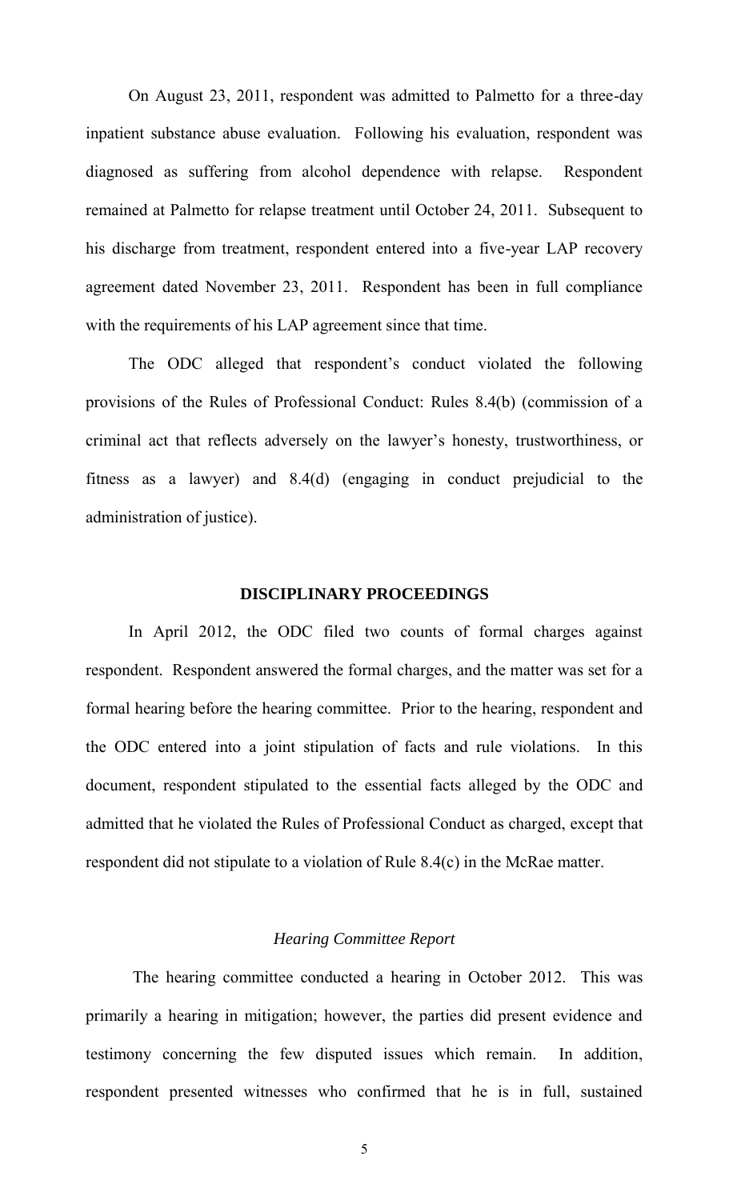On August 23, 2011, respondent was admitted to Palmetto for a three-day inpatient substance abuse evaluation. Following his evaluation, respondent was diagnosed as suffering from alcohol dependence with relapse. Respondent remained at Palmetto for relapse treatment until October 24, 2011. Subsequent to his discharge from treatment, respondent entered into a five-year LAP recovery agreement dated November 23, 2011. Respondent has been in full compliance with the requirements of his LAP agreement since that time.

The ODC alleged that respondent's conduct violated the following provisions of the Rules of Professional Conduct: Rules 8.4(b) (commission of a criminal act that reflects adversely on the lawyer's honesty, trustworthiness, or fitness as a lawyer) and 8.4(d) (engaging in conduct prejudicial to the administration of justice).

## DISCIPLINARY PROCEEDINGS

In April 2012, the ODC filed two counts of formal charges against respondent. Respondent answered the formal charges, and the matter was set for a formal hearing before the hearing committee. Prior to the hearing, respondent and the ODC entered into a joint stipulation of facts and rule violations. In this document, respondent stipulated to the essential facts alleged by the ODC and admitted that he violated the Rules of Professional Conduct as charged, except that respondent did not stipulate to a violation of Rule 8.4(c) in the McRae matter.

### *Hearing Committee Report*

The hearing committee conducted a hearing in October 2012. This was primarily a hearing in mitigation; however, the parties did present evidence and testimony concerning the few disputed issues which remain. In addition, respondent presented witnesses who confirmed that he is in full, sustained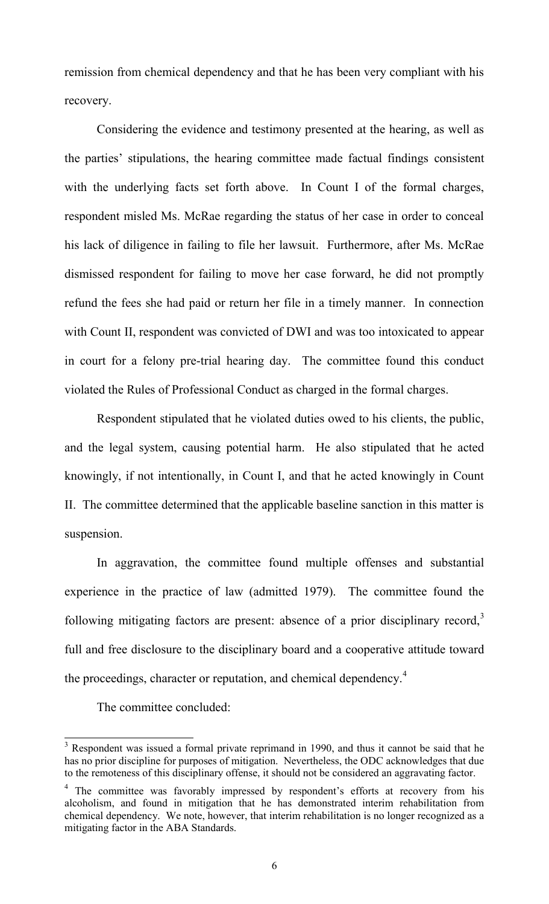remission from chemical dependency and that he has been very compliant with his recovery.

Considering the evidence and testimony presented at the hearing, as well as the parties' stipulations, the hearing committee made factual findings consistent with the underlying facts set forth above. In Count I of the formal charges, respondent misled Ms. McRae regarding the status of her case in order to conceal his lack of diligence in failing to file her lawsuit. Furthermore, after Ms. McRae dismissed respondent for failing to move her case forward, he did not promptly refund the fees she had paid or return her file in a timely manner. In connection with Count II, respondent was convicted of DWI and was too intoxicated to appear in court for a felony pre-trial hearing day. The committee found this conduct violated the Rules of Professional Conduct as charged in the formal charges.

Respondent stipulated that he violated duties owed to his clients, the public, and the legal system, causing potential harm. He also stipulated that he acted knowingly, if not intentionally, in Count I, and that he acted knowingly in Count II. The committee determined that the applicable baseline sanction in this matter is suspension.

In aggravation, the committee found multiple offenses and substantial experience in the practice of law (admitted 1979). The committee found the following mitigating factors are present: absence of a prior disciplinary record,[3] full and free disclosure to the disciplinary board and a cooperative attitude toward the proceedings, character or reputation, and chemical dependency.[4]

The committee concluded:

---

[3] Respondent was issued a formal private reprimand in 1990, and thus it cannot be said that he has no prior discipline for purposes of mitigation. Nevertheless, the ODC acknowledges that due to the remoteness of this disciplinary offense, it should not be considered an aggravating factor.

[4] The committee was favorably impressed by respondent's efforts at recovery from his alcoholism, and found in mitigation that he has demonstrated interim rehabilitation from chemical dependency. We note, however, that interim rehabilitation is no longer recognized as a mitigating factor in the ABA Standards.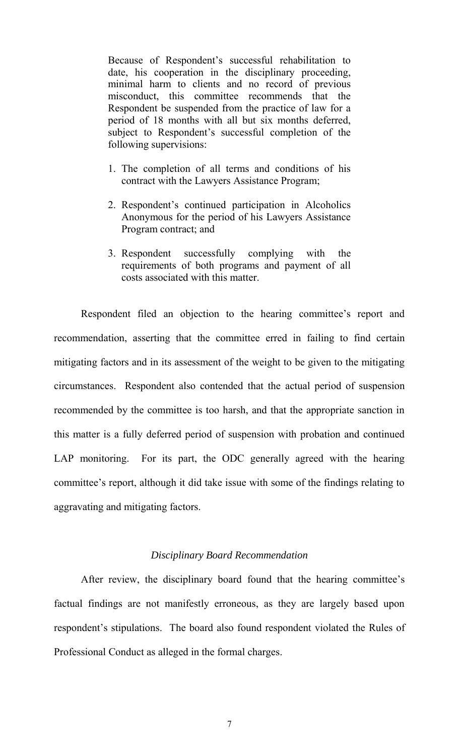> Because of Respondent's successful rehabilitation to date, his cooperation in the disciplinary proceeding, minimal harm to clients and no record of previous misconduct, this committee recommends that the Respondent be suspended from the practice of law for a period of 18 months with all but six months deferred, subject to Respondent's successful completion of the following supervisions:
>
> 1. The completion of all terms and conditions of his contract with the Lawyers Assistance Program;
> 2. Respondent's continued participation in Alcoholics Anonymous for the period of his Lawyers Assistance Program contract; and
> 3. Respondent successfully complying with the requirements of both programs and payment of all costs associated with this matter.

Respondent filed an objection to the hearing committee's report and recommendation, asserting that the committee erred in failing to find certain mitigating factors and in its assessment of the weight to be given to the mitigating circumstances. Respondent also contended that the actual period of suspension recommended by the committee is too harsh, and that the appropriate sanction in this matter is a fully deferred period of suspension with probation and continued LAP monitoring. For its part, the ODC generally agreed with the hearing committee's report, although it did take issue with some of the findings relating to aggravating and mitigating factors.

### *Disciplinary Board Recommendation*

After review, the disciplinary board found that the hearing committee's factual findings are not manifestly erroneous, as they are largely based upon respondent's stipulations. The board also found respondent violated the Rules of Professional Conduct as alleged in the formal charges.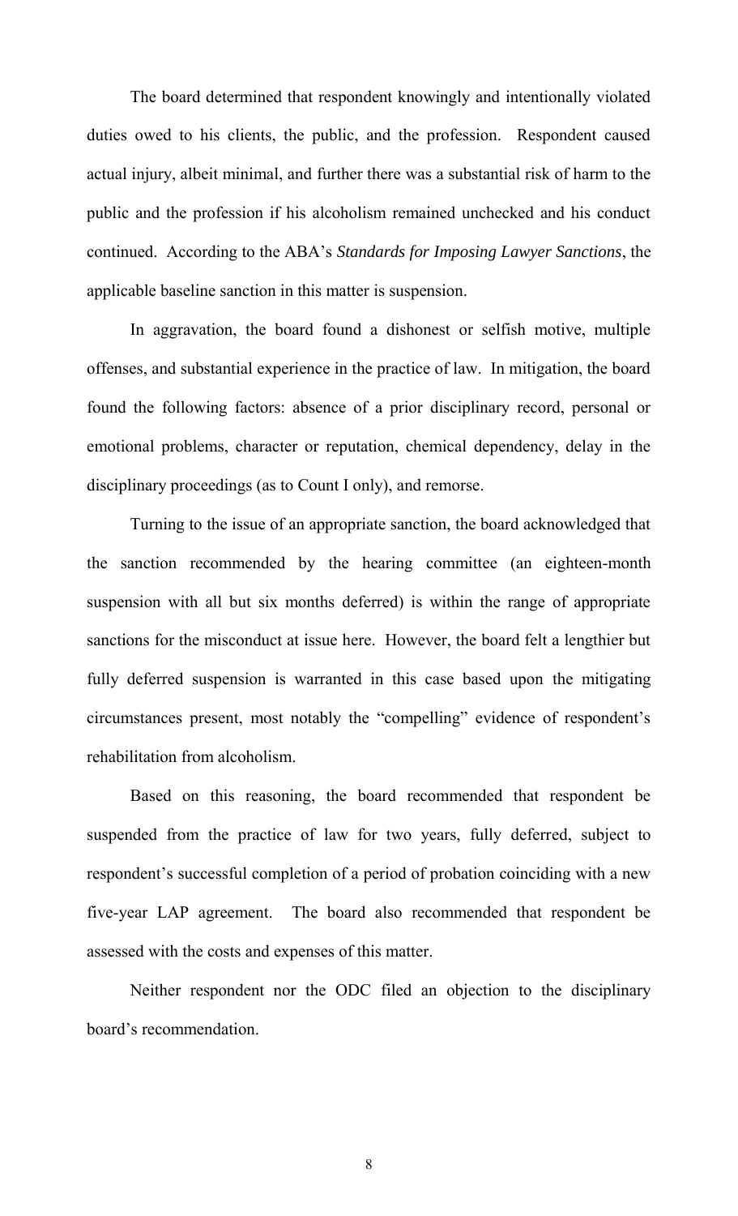The board determined that respondent knowingly and intentionally violated duties owed to his clients, the public, and the profession. Respondent caused actual injury, albeit minimal, and further there was a substantial risk of harm to the public and the profession if his alcoholism remained unchecked and his conduct continued. According to the ABA's *Standards for Imposing Lawyer Sanctions*, the applicable baseline sanction in this matter is suspension.

In aggravation, the board found a dishonest or selfish motive, multiple offenses, and substantial experience in the practice of law. In mitigation, the board found the following factors: absence of a prior disciplinary record, personal or emotional problems, character or reputation, chemical dependency, delay in the disciplinary proceedings (as to Count I only), and remorse.

Turning to the issue of an appropriate sanction, the board acknowledged that the sanction recommended by the hearing committee (an eighteen-month suspension with all but six months deferred) is within the range of appropriate sanctions for the misconduct at issue here. However, the board felt a lengthier but fully deferred suspension is warranted in this case based upon the mitigating circumstances present, most notably the "compelling" evidence of respondent's rehabilitation from alcoholism.

Based on this reasoning, the board recommended that respondent be suspended from the practice of law for two years, fully deferred, subject to respondent's successful completion of a period of probation coinciding with a new five-year LAP agreement. The board also recommended that respondent be assessed with the costs and expenses of this matter.

Neither respondent nor the ODC filed an objection to the disciplinary board's recommendation.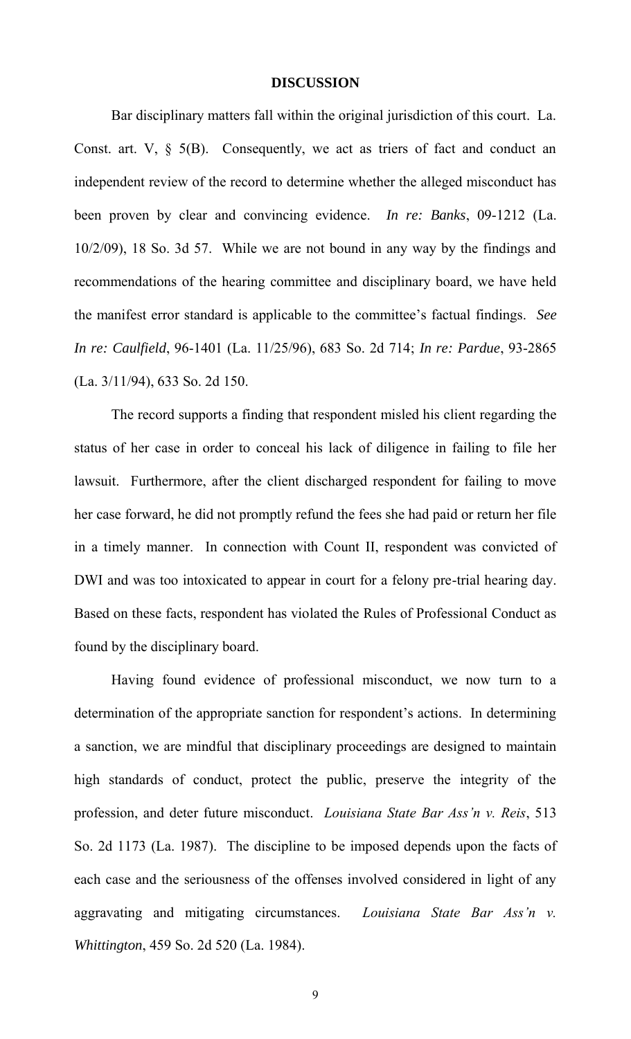# DISCUSSION

Bar disciplinary matters fall within the original jurisdiction of this court. La. Const. art. V, § 5(B). Consequently, we act as triers of fact and conduct an independent review of the record to determine whether the alleged misconduct has been proven by clear and convincing evidence. *In re: Banks*, 09-1212 (La. 10/2/09), 18 So. 3d 57. While we are not bound in any way by the findings and recommendations of the hearing committee and disciplinary board, we have held the manifest error standard is applicable to the committee's factual findings. *See In re: Caulfield*, 96-1401 (La. 11/25/96), 683 So. 2d 714; *In re: Pardue*, 93-2865 (La. 3/11/94), 633 So. 2d 150.

The record supports a finding that respondent misled his client regarding the status of her case in order to conceal his lack of diligence in failing to file her lawsuit. Furthermore, after the client discharged respondent for failing to move her case forward, he did not promptly refund the fees she had paid or return her file in a timely manner. In connection with Count II, respondent was convicted of DWI and was too intoxicated to appear in court for a felony pre-trial hearing day. Based on these facts, respondent has violated the Rules of Professional Conduct as found by the disciplinary board.

Having found evidence of professional misconduct, we now turn to a determination of the appropriate sanction for respondent's actions. In determining a sanction, we are mindful that disciplinary proceedings are designed to maintain high standards of conduct, protect the public, preserve the integrity of the profession, and deter future misconduct. *Louisiana State Bar Ass'n v. Reis*, 513 So. 2d 1173 (La. 1987). The discipline to be imposed depends upon the facts of each case and the seriousness of the offenses involved considered in light of any aggravating and mitigating circumstances. *Louisiana State Bar Ass'n v. Whittington*, 459 So. 2d 520 (La. 1984).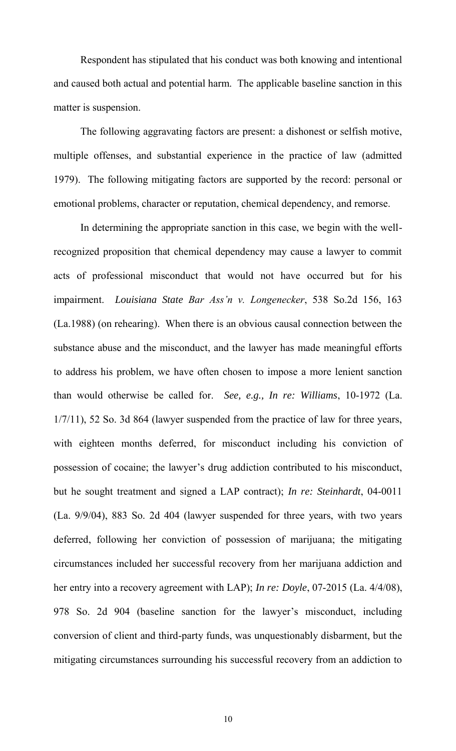Respondent has stipulated that his conduct was both knowing and intentional and caused both actual and potential harm. The applicable baseline sanction in this matter is suspension.

The following aggravating factors are present: a dishonest or selfish motive, multiple offenses, and substantial experience in the practice of law (admitted 1979). The following mitigating factors are supported by the record: personal or emotional problems, character or reputation, chemical dependency, and remorse.

In determining the appropriate sanction in this case, we begin with the well-recognized proposition that chemical dependency may cause a lawyer to commit acts of professional misconduct that would not have occurred but for his impairment. *Louisiana State Bar Ass'n v. Longenecker*, 538 So.2d 156, 163 (La.1988) (on rehearing). When there is an obvious causal connection between the substance abuse and the misconduct, and the lawyer has made meaningful efforts to address his problem, we have often chosen to impose a more lenient sanction than would otherwise be called for. *See, e.g., In re: Williams*, 10-1972 (La. 1/7/11), 52 So. 3d 864 (lawyer suspended from the practice of law for three years, with eighteen months deferred, for misconduct including his conviction of possession of cocaine; the lawyer's drug addiction contributed to his misconduct, but he sought treatment and signed a LAP contract); *In re: Steinhardt*, 04-0011 (La. 9/9/04), 883 So. 2d 404 (lawyer suspended for three years, with two years deferred, following her conviction of possession of marijuana; the mitigating circumstances included her successful recovery from her marijuana addiction and her entry into a recovery agreement with LAP); *In re: Doyle*, 07-2015 (La. 4/4/08), 978 So. 2d 904 (baseline sanction for the lawyer's misconduct, including conversion of client and third-party funds, was unquestionably disbarment, but the mitigating circumstances surrounding his successful recovery from an addiction to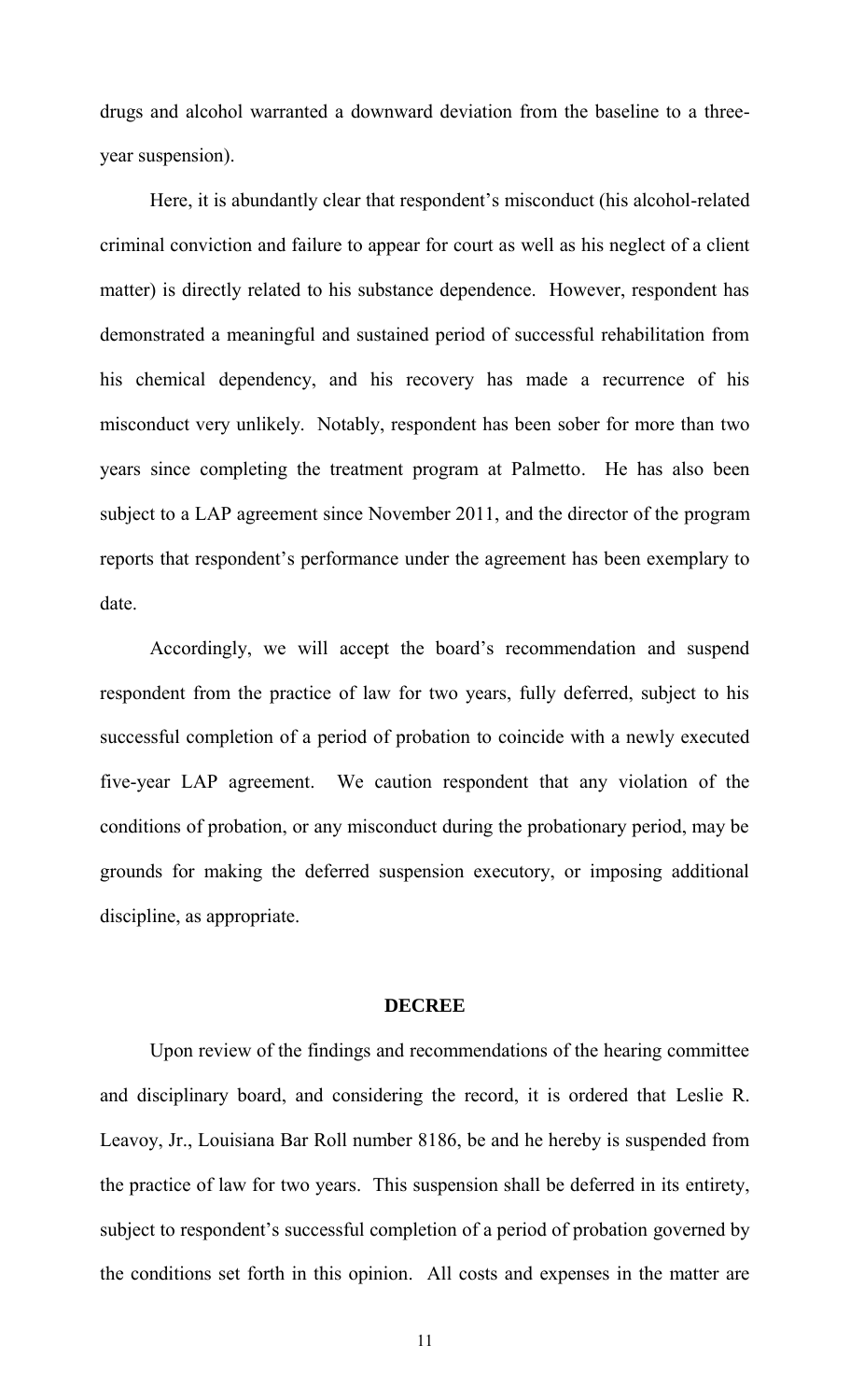drugs and alcohol warranted a downward deviation from the baseline to a three-year suspension).

Here, it is abundantly clear that respondent's misconduct (his alcohol-related criminal conviction and failure to appear for court as well as his neglect of a client matter) is directly related to his substance dependence. However, respondent has demonstrated a meaningful and sustained period of successful rehabilitation from his chemical dependency, and his recovery has made a recurrence of his misconduct very unlikely. Notably, respondent has been sober for more than two years since completing the treatment program at Palmetto. He has also been subject to a LAP agreement since November 2011, and the director of the program reports that respondent's performance under the agreement has been exemplary to date.

Accordingly, we will accept the board's recommendation and suspend respondent from the practice of law for two years, fully deferred, subject to his successful completion of a period of probation to coincide with a newly executed five-year LAP agreement. We caution respondent that any violation of the conditions of probation, or any misconduct during the probationary period, may be grounds for making the deferred suspension executory, or imposing additional discipline, as appropriate.

## DECREE

Upon review of the findings and recommendations of the hearing committee and disciplinary board, and considering the record, it is ordered that Leslie R. Leavoy, Jr., Louisiana Bar Roll number 8186, be and he hereby is suspended from the practice of law for two years. This suspension shall be deferred in its entirety, subject to respondent's successful completion of a period of probation governed by the conditions set forth in this opinion. All costs and expenses in the matter are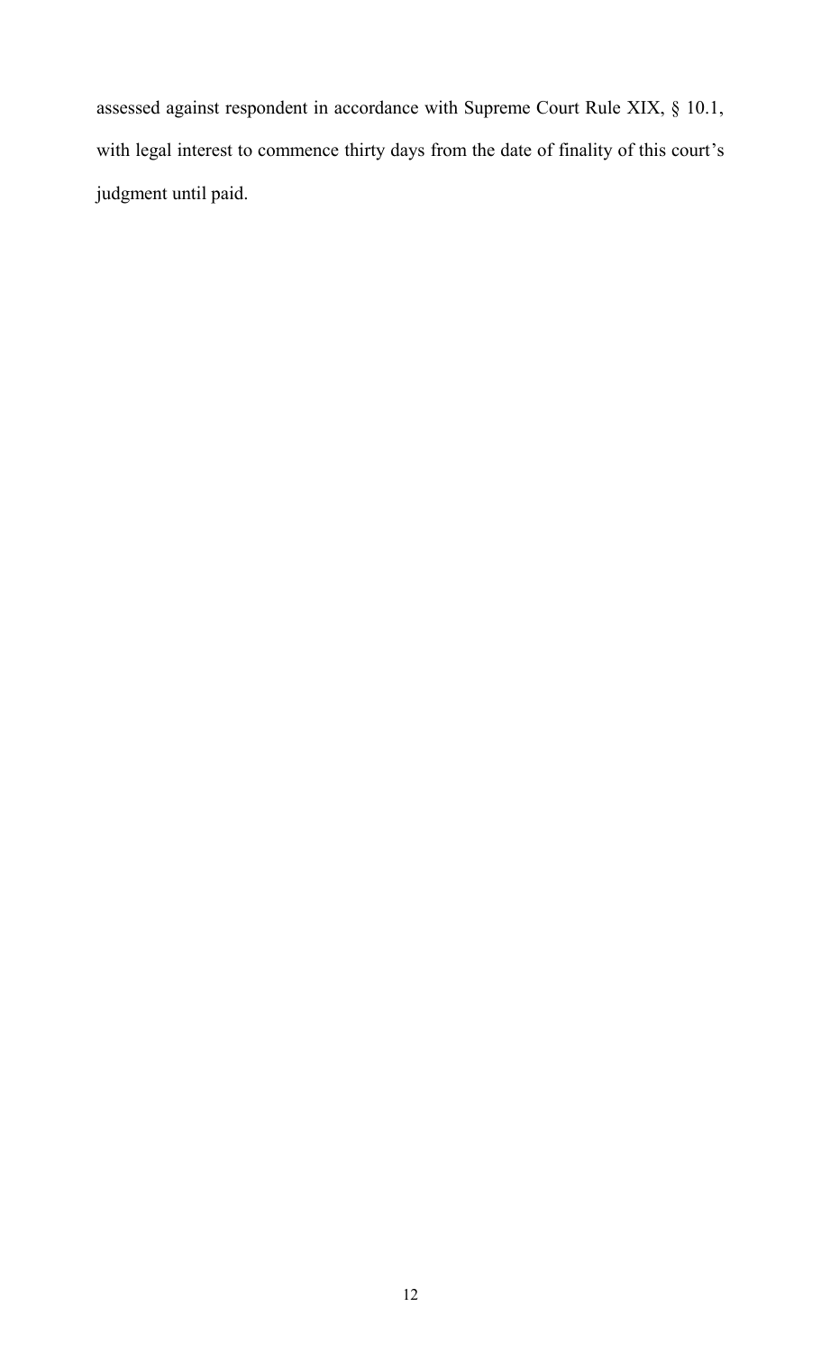assessed against respondent in accordance with Supreme Court Rule XIX, § 10.1, with legal interest to commence thirty days from the date of finality of this court's judgment until paid.